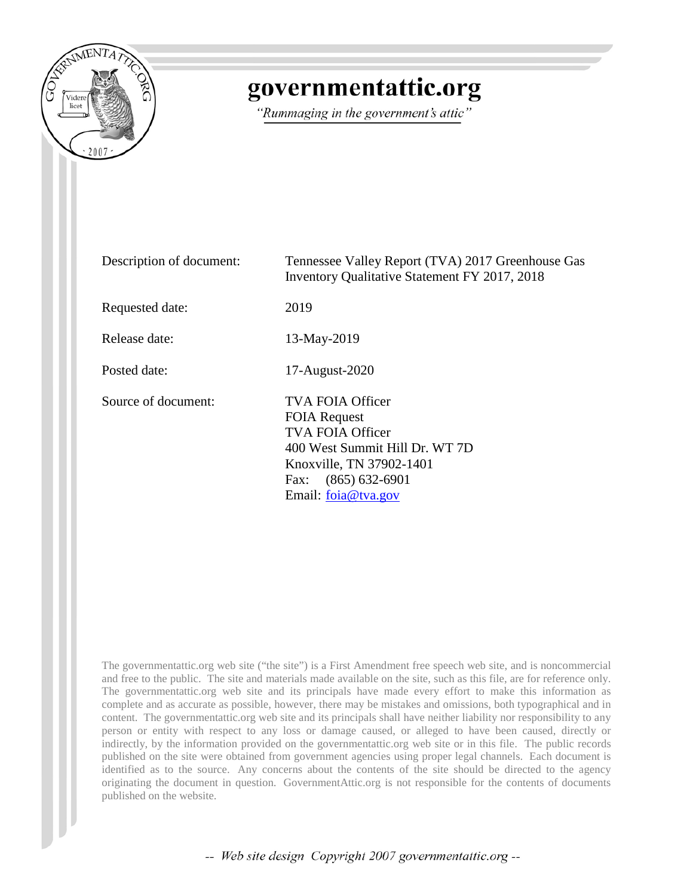# governmentattic.org

*"Rummaging in the government's attic"*

| | |
|---|---|
| Description of document: | Tennessee Valley Report (TVA) 2017 Greenhouse Gas Inventory Qualitative Statement FY 2017, 2018 |
| Requested date: | 2019 |
| Release date: | 13-May-2019 |
| Posted date: | 17-August-2020 |
| Source of document: | TVA FOIA Officer<br>FOIA Request<br>TVA FOIA Officer<br>400 West Summit Hill Dr. WT 7D<br>Knoxville, TN 37902-1401<br>Fax: (865) 632-6901<br>Email: foia@tva.gov |

The governmentattic.org web site ("the site") is a First Amendment free speech web site, and is noncommercial and free to the public. The site and materials made available on the site, such as this file, are for reference only. The governmentattic.org web site and its principals have made every effort to make this information as complete and as accurate as possible, however, there may be mistakes and omissions, both typographical and in content. The governmentattic.org web site and its principals shall have neither liability nor responsibility to any person or entity with respect to any loss or damage caused, or alleged to have been caused, directly or indirectly, by the information provided on the governmentattic.org web site or in this file. The public records published on the site were obtained from government agencies using proper legal channels. Each document is identified as to the source. Any concerns about the contents of the site should be directed to the agency originating the document in question. GovernmentAttic.org is not responsible for the contents of documents published on the website.

-- Web site design Copyright 2007 governmentattic.org --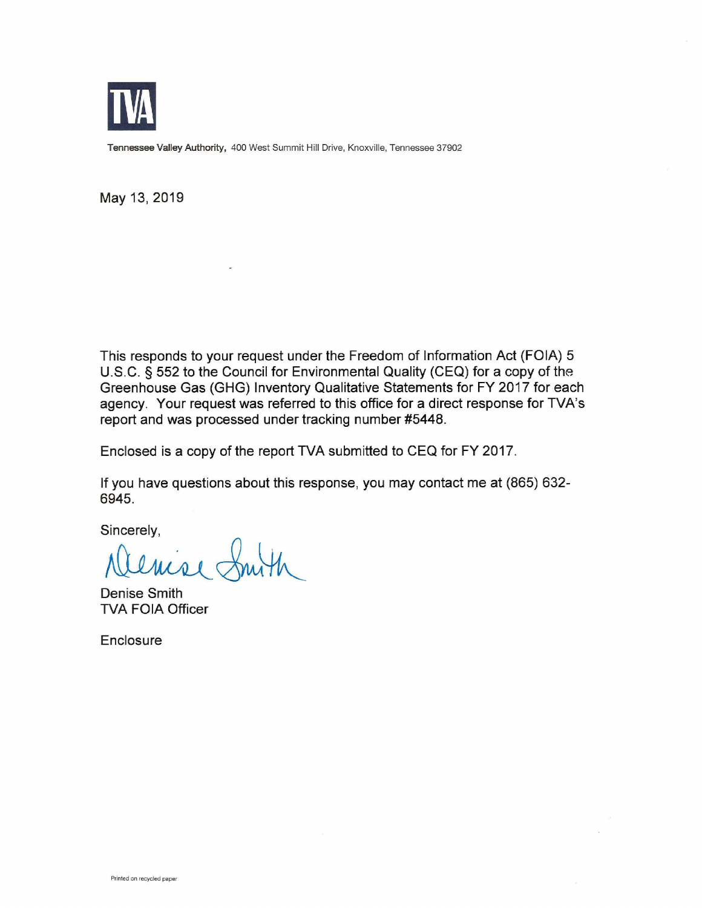TVA

**Tennessee Valley Authority,** 400 West Summit Hill Drive, Knoxville, Tennessee 37902

May 13, 2019

This responds to your request under the Freedom of Information Act (FOIA) 5 U.S.C. § 552 to the Council for Environmental Quality (CEQ) for a copy of the Greenhouse Gas (GHG) Inventory Qualitative Statements for FY 2017 for each agency. Your request was referred to this office for a direct response for TVA's report and was processed under tracking number #5448.

Enclosed is a copy of the report TVA submitted to CEQ for FY 2017.

If you have questions about this response, you may contact me at (865) 632-6945.

Sincerely,

Denise Smith

Denise Smith
TVA FOIA Officer

Enclosure

Printed on recycled paper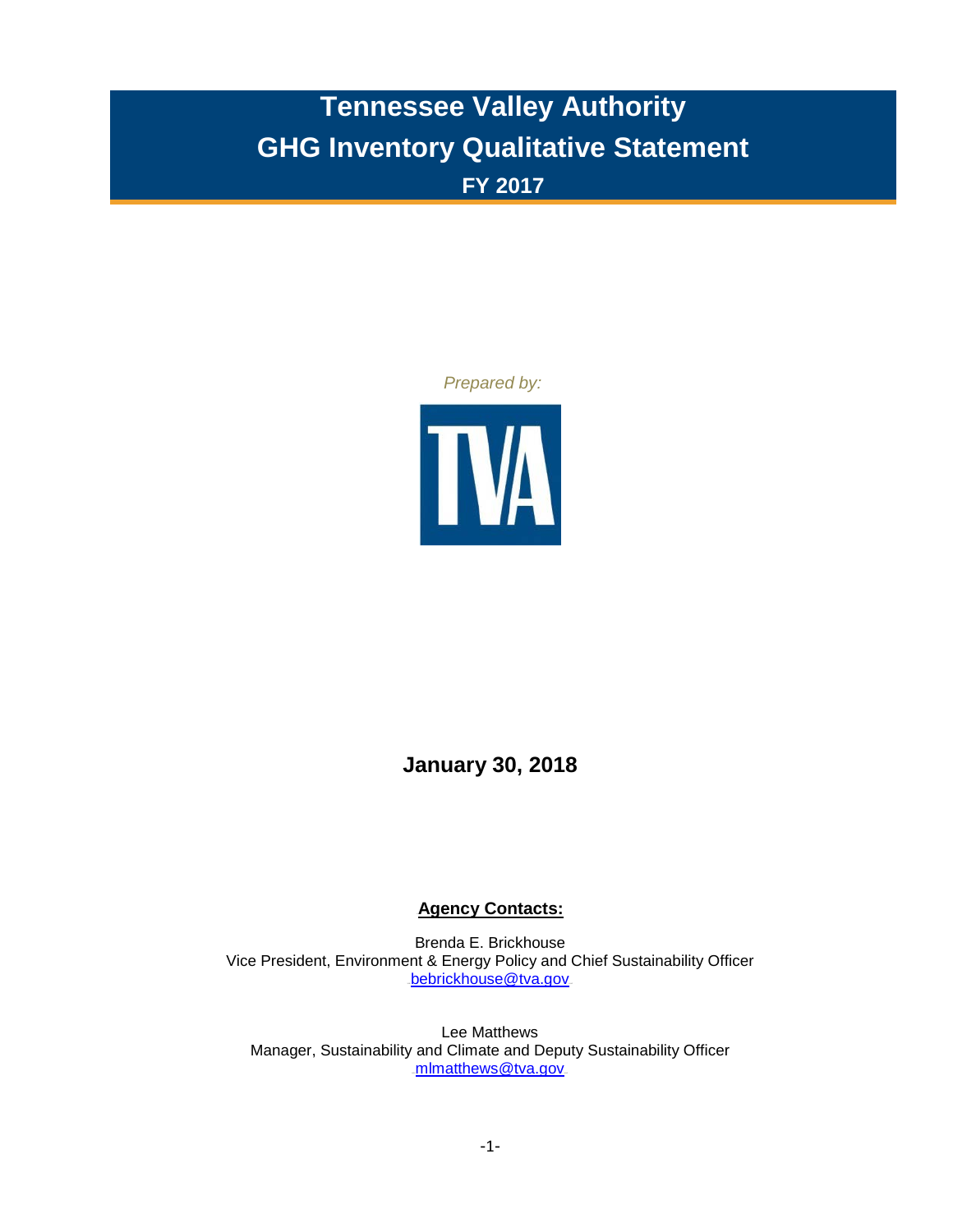# Tennessee Valley Authority
# GHG Inventory Qualitative Statement
## FY 2017

*Prepared by:*

TVA

**January 30, 2018**

**Agency Contacts:**

Brenda E. Brickhouse
Vice President, Environment & Energy Policy and Chief Sustainability Officer
bebrickhouse@tva.gov

Lee Matthews
Manager, Sustainability and Climate and Deputy Sustainability Officer
mlmatthews@tva.gov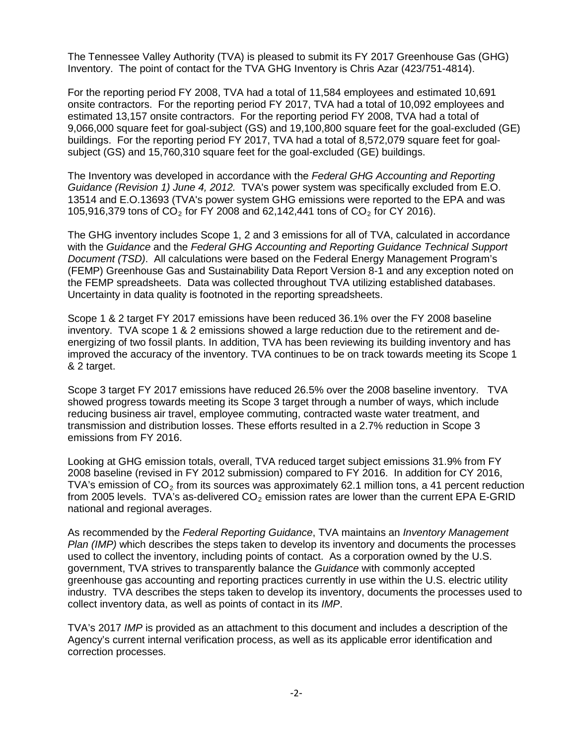The Tennessee Valley Authority (TVA) is pleased to submit its FY 2017 Greenhouse Gas (GHG) Inventory. The point of contact for the TVA GHG Inventory is Chris Azar (423/751-4814).

For the reporting period FY 2008, TVA had a total of 11,584 employees and estimated 10,691 onsite contractors. For the reporting period FY 2017, TVA had a total of 10,092 employees and estimated 13,157 onsite contractors. For the reporting period FY 2008, TVA had a total of 9,066,000 square feet for goal-subject (GS) and 19,100,800 square feet for the goal-excluded (GE) buildings. For the reporting period FY 2017, TVA had a total of 8,572,079 square feet for goal-subject (GS) and 15,760,310 square feet for the goal-excluded (GE) buildings.

The Inventory was developed in accordance with the *Federal GHG Accounting and Reporting Guidance (Revision 1) June 4, 2012.* TVA's power system was specifically excluded from E.O. 13514 and E.O.13693 (TVA's power system GHG emissions were reported to the EPA and was 105,916,379 tons of $CO_2$ for FY 2008 and 62,142,441 tons of $CO_2$ for CY 2016).

The GHG inventory includes Scope 1, 2 and 3 emissions for all of TVA, calculated in accordance with the *Guidance* and the *Federal GHG Accounting and Reporting Guidance Technical Support Document (TSD)*. All calculations were based on the Federal Energy Management Program's (FEMP) Greenhouse Gas and Sustainability Data Report Version 8-1 and any exception noted on the FEMP spreadsheets. Data was collected throughout TVA utilizing established databases. Uncertainty in data quality is footnoted in the reporting spreadsheets.

Scope 1 & 2 target FY 2017 emissions have been reduced 36.1% over the FY 2008 baseline inventory. TVA scope 1 & 2 emissions showed a large reduction due to the retirement and de-energizing of two fossil plants. In addition, TVA has been reviewing its building inventory and has improved the accuracy of the inventory. TVA continues to be on track towards meeting its Scope 1 & 2 target.

Scope 3 target FY 2017 emissions have reduced 26.5% over the 2008 baseline inventory. TVA showed progress towards meeting its Scope 3 target through a number of ways, which include reducing business air travel, employee commuting, contracted waste water treatment, and transmission and distribution losses. These efforts resulted in a 2.7% reduction in Scope 3 emissions from FY 2016.

Looking at GHG emission totals, overall, TVA reduced target subject emissions 31.9% from FY 2008 baseline (revised in FY 2012 submission) compared to FY 2016. In addition for CY 2016, TVA's emission of $CO_2$ from its sources was approximately 62.1 million tons, a 41 percent reduction from 2005 levels. TVA's as-delivered $CO_2$ emission rates are lower than the current EPA E-GRID national and regional averages.

As recommended by the *Federal Reporting Guidance*, TVA maintains an *Inventory Management Plan (IMP)* which describes the steps taken to develop its inventory and documents the processes used to collect the inventory, including points of contact. As a corporation owned by the U.S. government, TVA strives to transparently balance the *Guidance* with commonly accepted greenhouse gas accounting and reporting practices currently in use within the U.S. electric utility industry. TVA describes the steps taken to develop its inventory, documents the processes used to collect inventory data, as well as points of contact in its *IMP*.

TVA's 2017 *IMP* is provided as an attachment to this document and includes a description of the Agency's current internal verification process, as well as its applicable error identification and correction processes.